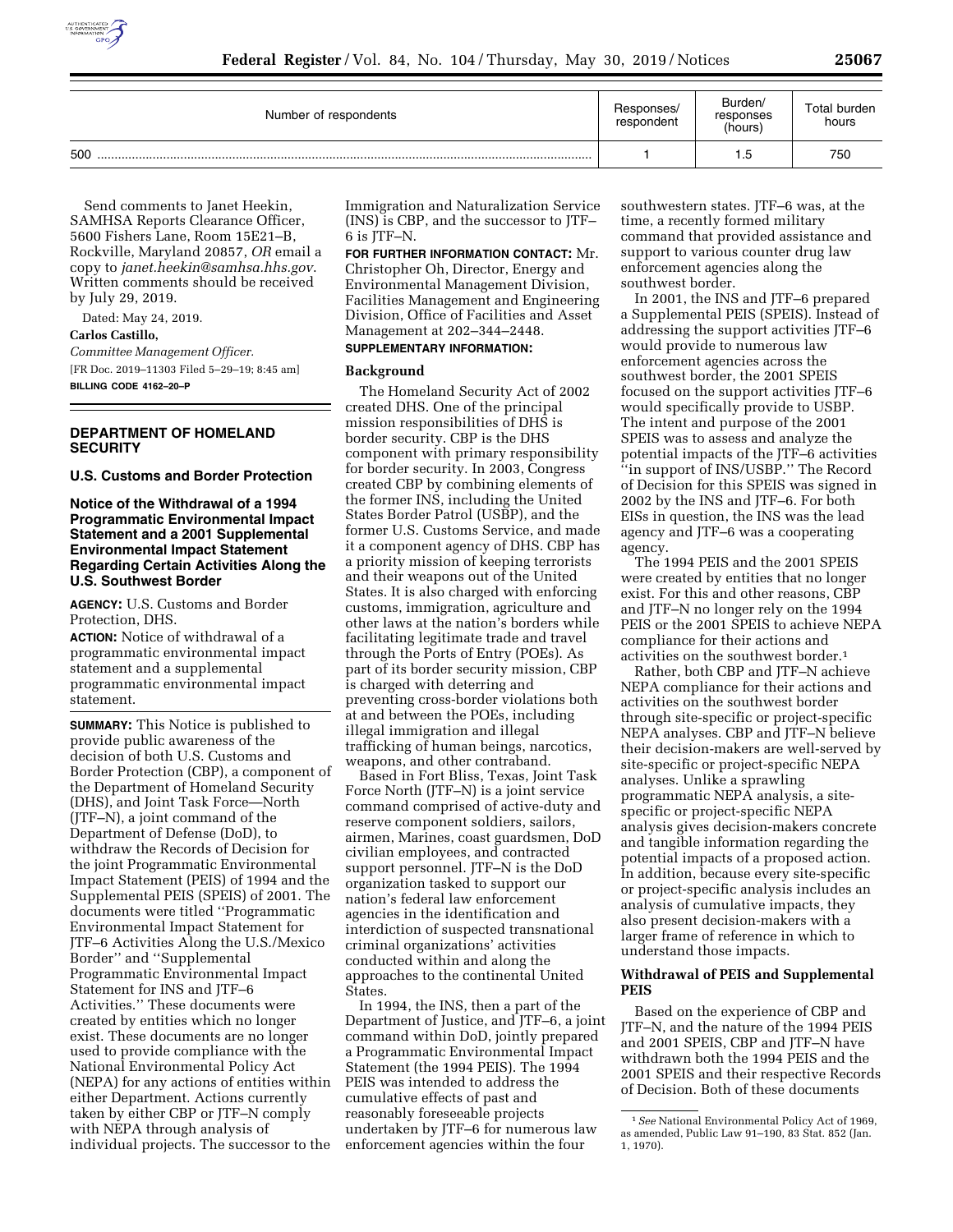| Number of respondents | Responses/respondent | Burden/responses (hours) | Total burden hours |
| --- | --- | --- | --- |
| 500 | 1 | 1.5 | 750 |

Send comments to Janet Heekin, SAMHSA Reports Clearance Officer, 5600 Fishers Lane, Room 15E21–B, Rockville, Maryland 20857, *OR* email a copy to *janet.heekin@samhsa.hhs.gov*. Written comments should be received by July 29, 2019.

Dated: May 24, 2019.

**Carlos Castillo,**

*Committee Management Officer.*

[FR Doc. 2019–11303 Filed 5–29–19; 8:45 am]

**BILLING CODE 4162–20–P**

## DEPARTMENT OF HOMELAND SECURITY

### U.S. Customs and Border Protection

### Notice of the Withdrawal of a 1994 Programmatic Environmental Impact Statement and a 2001 Supplemental Environmental Impact Statement Regarding Certain Activities Along the U.S. Southwest Border

**AGENCY:** U.S. Customs and Border Protection, DHS.

**ACTION:** Notice of withdrawal of a programmatic environmental impact statement and a supplemental programmatic environmental impact statement.

**SUMMARY:** This Notice is published to provide public awareness of the decision of both U.S. Customs and Border Protection (CBP), a component of the Department of Homeland Security (DHS), and Joint Task Force—North (JTF–N), a joint command of the Department of Defense (DoD), to withdraw the Records of Decision for the joint Programmatic Environmental Impact Statement (PEIS) of 1994 and the Supplemental PEIS (SPEIS) of 2001. The documents were titled ''Programmatic Environmental Impact Statement for JTF–6 Activities Along the U.S./Mexico Border'' and ''Supplemental Programmatic Environmental Impact Statement for INS and JTF–6 Activities.'' These documents were created by entities which no longer exist. These documents are no longer used to provide compliance with the National Environmental Policy Act (NEPA) for any actions of entities within either Department. Actions currently taken by either CBP or JTF–N comply with NEPA through analysis of individual projects. The successor to the Immigration and Naturalization Service (INS) is CBP, and the successor to JTF–6 is JTF–N.

**FOR FURTHER INFORMATION CONTACT:** Mr. Christopher Oh, Director, Energy and Environmental Management Division, Facilities Management and Engineering Division, Office of Facilities and Asset Management at 202–344–2448.

**SUPPLEMENTARY INFORMATION:**

#### Background

The Homeland Security Act of 2002 created DHS. One of the principal mission responsibilities of DHS is border security. CBP is the DHS component with primary responsibility for border security. In 2003, Congress created CBP by combining elements of the former INS, including the United States Border Patrol (USBP), and the former U.S. Customs Service, and made it a component agency of DHS. CBP has a priority mission of keeping terrorists and their weapons out of the United States. It is also charged with enforcing customs, immigration, agriculture and other laws at the nation's borders while facilitating legitimate trade and travel through the Ports of Entry (POEs). As part of its border security mission, CBP is charged with deterring and preventing cross-border violations both at and between the POEs, including illegal immigration and illegal trafficking of human beings, narcotics, weapons, and other contraband.

Based in Fort Bliss, Texas, Joint Task Force North (JTF–N) is a joint service command comprised of active-duty and reserve component soldiers, sailors, airmen, Marines, coast guardsmen, DoD civilian employees, and contracted support personnel. JTF–N is the DoD organization tasked to support our nation's federal law enforcement agencies in the identification and interdiction of suspected transnational criminal organizations' activities conducted within and along the approaches to the continental United States.

In 1994, the INS, then a part of the Department of Justice, and JTF–6, a joint command within DoD, jointly prepared a Programmatic Environmental Impact Statement (the 1994 PEIS). The 1994 PEIS was intended to address the cumulative effects of past and reasonably foreseeable projects undertaken by JTF–6 for numerous law enforcement agencies within the four southwestern states. JTF–6 was, at the time, a recently formed military command that provided assistance and support to various counter drug law enforcement agencies along the southwest border.

In 2001, the INS and JTF–6 prepared a Supplemental PEIS (SPEIS). Instead of addressing the support activities JTF–6 would provide to numerous law enforcement agencies across the southwest border, the 2001 SPEIS focused on the support activities JTF–6 would specifically provide to USBP. The intent and purpose of the 2001 SPEIS was to assess and analyze the potential impacts of the JTF–6 activities ''in support of INS/USBP.'' The Record of Decision for this SPEIS was signed in 2002 by the INS and JTF–6. For both EISs in question, the INS was the lead agency and JTF–6 was a cooperating agency.

The 1994 PEIS and the 2001 SPEIS were created by entities that no longer exist. For this and other reasons, CBP and JTF–N no longer rely on the 1994 PEIS or the 2001 SPEIS to achieve NEPA compliance for their actions and activities on the southwest border.[1]

Rather, both CBP and JTF–N achieve NEPA compliance for their actions and activities on the southwest border through site-specific or project-specific NEPA analyses. CBP and JTF–N believe their decision-makers are well-served by site-specific or project-specific NEPA analyses. Unlike a sprawling programmatic NEPA analysis, a site-specific or project-specific NEPA analysis gives decision-makers concrete and tangible information regarding the potential impacts of a proposed action. In addition, because every site-specific or project-specific analysis includes an analysis of cumulative impacts, they also present decision-makers with a larger frame of reference in which to understand those impacts.

#### Withdrawal of PEIS and Supplemental PEIS

Based on the experience of CBP and JTF–N, and the nature of the 1994 PEIS and 2001 SPEIS, CBP and JTF–N have withdrawn both the 1994 PEIS and the 2001 SPEIS and their respective Records of Decision. Both of these documents

[1] *See* National Environmental Policy Act of 1969, as amended, Public Law 91–190, 83 Stat. 852 (Jan. 1, 1970).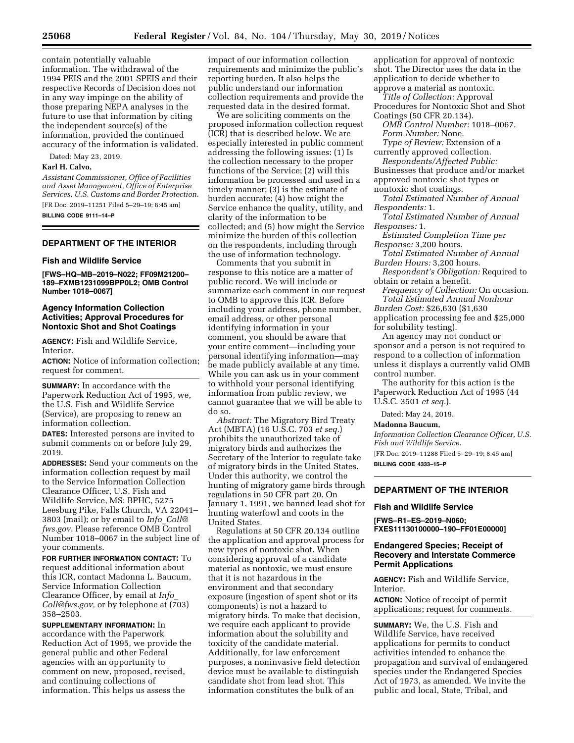contain potentially valuable information. The withdrawal of the 1994 PEIS and the 2001 SPEIS and their respective Records of Decision does not in any way impinge on the ability of those preparing NEPA analyses in the future to use that information by citing the independent source(s) of the information, provided the continued accuracy of the information is validated.

Dated: May 23, 2019.

**Karl H. Calvo,**

*Assistant Commissioner, Office of Facilities and Asset Management, Office of Enterprise Services, U.S. Customs and Border Protection.*

[FR Doc. 2019–11251 Filed 5–29–19; 8:45 am]

**BILLING CODE 9111–14–P**

---

## DEPARTMENT OF THE INTERIOR

### Fish and Wildlife Service

**[FWS–HQ–MB–2019–N022; FF09M21200–189–FXMB1231099BPP0L2; OMB Control Number 1018–0067]**

### Agency Information Collection Activities; Approval Procedures for Nontoxic Shot and Shot Coatings

**AGENCY:** Fish and Wildlife Service, Interior.

**ACTION:** Notice of information collection; request for comment.

**SUMMARY:** In accordance with the Paperwork Reduction Act of 1995, we, the U.S. Fish and Wildlife Service (Service), are proposing to renew an information collection.

**DATES:** Interested persons are invited to submit comments on or before July 29, 2019.

**ADDRESSES:** Send your comments on the information collection request by mail to the Service Information Collection Clearance Officer, U.S. Fish and Wildlife Service, MS: BPHC, 5275 Leesburg Pike, Falls Church, VA 22041–3803 (mail); or by email to *Info_Coll@fws.gov*. Please reference OMB Control Number 1018–0067 in the subject line of your comments.

**FOR FURTHER INFORMATION CONTACT:** To request additional information about this ICR, contact Madonna L. Baucum, Service Information Collection Clearance Officer, by email at *Info_Coll@fws.gov,* or by telephone at (703) 358–2503.

**SUPPLEMENTARY INFORMATION:** In accordance with the Paperwork Reduction Act of 1995, we provide the general public and other Federal agencies with an opportunity to comment on new, proposed, revised, and continuing collections of information. This helps us assess the impact of our information collection requirements and minimize the public's reporting burden. It also helps the public understand our information collection requirements and provide the requested data in the desired format.

We are soliciting comments on the proposed information collection request (ICR) that is described below. We are especially interested in public comment addressing the following issues: (1) Is the collection necessary to the proper functions of the Service; (2) will this information be processed and used in a timely manner; (3) is the estimate of burden accurate; (4) how might the Service enhance the quality, utility, and clarity of the information to be collected; and (5) how might the Service minimize the burden of this collection on the respondents, including through the use of information technology.

Comments that you submit in response to this notice are a matter of public record. We will include or summarize each comment in our request to OMB to approve this ICR. Before including your address, phone number, email address, or other personal identifying information in your comment, you should be aware that your entire comment—including your personal identifying information—may be made publicly available at any time. While you can ask us in your comment to withhold your personal identifying information from public review, we cannot guarantee that we will be able to do so.

*Abstract:* The Migratory Bird Treaty Act (MBTA) (16 U.S.C. 703 *et seq.*) prohibits the unauthorized take of migratory birds and authorizes the Secretary of the Interior to regulate take of migratory birds in the United States. Under this authority, we control the hunting of migratory game birds through regulations in 50 CFR part 20. On January 1, 1991, we banned lead shot for hunting waterfowl and coots in the United States.

Regulations at 50 CFR 20.134 outline the application and approval process for new types of nontoxic shot. When considering approval of a candidate material as nontoxic, we must ensure that it is not hazardous in the environment and that secondary exposure (ingestion of spent shot or its components) is not a hazard to migratory birds. To make that decision, we require each applicant to provide information about the solubility and toxicity of the candidate material. Additionally, for law enforcement purposes, a noninvasive field detection device must be available to distinguish candidate shot from lead shot. This information constitutes the bulk of an application for approval of nontoxic shot. The Director uses the data in the application to decide whether to approve a material as nontoxic.

*Title of Collection:* Approval Procedures for Nontoxic Shot and Shot Coatings (50 CFR 20.134).

*OMB Control Number:* 1018–0067.

*Form Number:* None.

*Type of Review:* Extension of a currently approved collection.

*Respondents/Affected Public:* Businesses that produce and/or market approved nontoxic shot types or nontoxic shot coatings.

*Total Estimated Number of Annual Respondents:* 1.

*Total Estimated Number of Annual Responses:* 1.

*Estimated Completion Time per Response:* 3,200 hours.

*Total Estimated Number of Annual Burden Hours:* 3,200 hours.

*Respondent's Obligation:* Required to obtain or retain a benefit.

*Frequency of Collection:* On occasion.

*Total Estimated Annual Nonhour Burden Cost:* $26,630 ($1,630 application processing fee and $25,000 for solubility testing).

An agency may not conduct or sponsor and a person is not required to respond to a collection of information unless it displays a currently valid OMB control number.

The authority for this action is the Paperwork Reduction Act of 1995 (44 U.S.C. 3501 *et seq.*).

Dated: May 24, 2019.

**Madonna Baucum,**

*Information Collection Clearance Officer, U.S. Fish and Wildlife Service.*

[FR Doc. 2019–11288 Filed 5–29–19; 8:45 am]

**BILLING CODE 4333–15–P**

---

## DEPARTMENT OF THE INTERIOR

### Fish and Wildlife Service

**[FWS–R1–ES–2019–N060; FXES11130100000–190–FF01E00000]**

### Endangered Species; Receipt of Recovery and Interstate Commerce Permit Applications

**AGENCY:** Fish and Wildlife Service, Interior.

**ACTION:** Notice of receipt of permit applications; request for comments.

**SUMMARY:** We, the U.S. Fish and Wildlife Service, have received applications for permits to conduct activities intended to enhance the propagation and survival of endangered species under the Endangered Species Act of 1973, as amended. We invite the public and local, State, Tribal, and